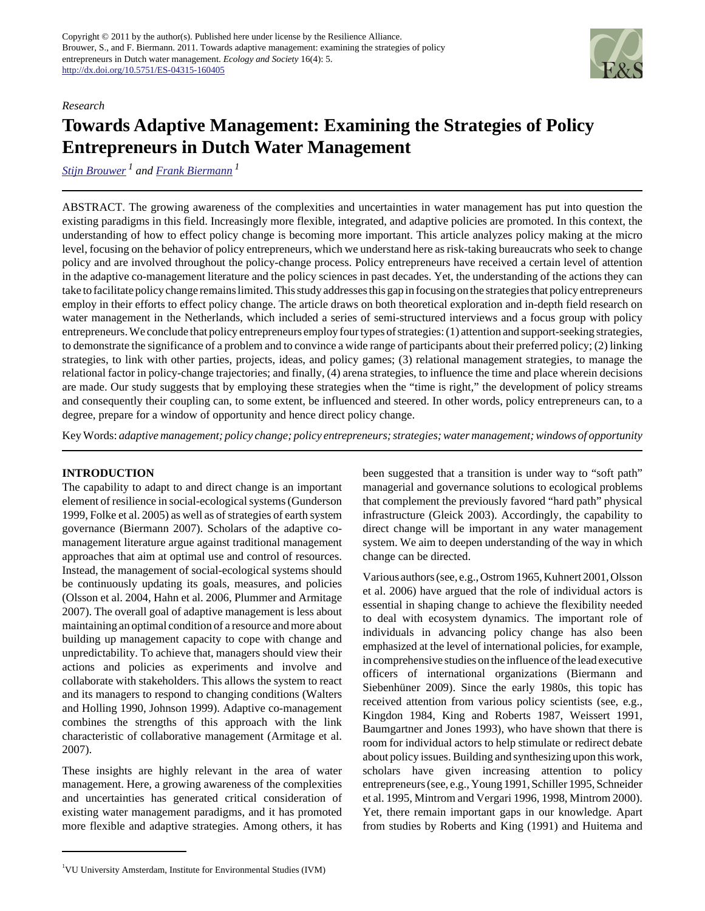Copyright © 2011 by the author(s). Published here under license by the Resilience Alliance.
Brouwer, S., and F. Biermann. 2011. Towards adaptive management: examining the strategies of policy entrepreneurs in Dutch water management. *Ecology and Society* 16(4): 5.
http://dx.doi.org/10.5751/ES-04315-160405

*Research*

# Towards Adaptive Management: Examining the Strategies of Policy Entrepreneurs in Dutch Water Management

*Stijn Brouwer* [1] *and Frank Biermann* [1]

ABSTRACT. The growing awareness of the complexities and uncertainties in water management has put into question the existing paradigms in this field. Increasingly more flexible, integrated, and adaptive policies are promoted. In this context, the understanding of how to effect policy change is becoming more important. This article analyzes policy making at the micro level, focusing on the behavior of policy entrepreneurs, which we understand here as risk-taking bureaucrats who seek to change policy and are involved throughout the policy-change process. Policy entrepreneurs have received a certain level of attention in the adaptive co-management literature and the policy sciences in past decades. Yet, the understanding of the actions they can take to facilitate policy change remains limited. This study addresses this gap in focusing on the strategies that policy entrepreneurs employ in their efforts to effect policy change. The article draws on both theoretical exploration and in-depth field research on water management in the Netherlands, which included a series of semi-structured interviews and a focus group with policy entrepreneurs. We conclude that policy entrepreneurs employ four types of strategies: (1) attention and support-seeking strategies, to demonstrate the significance of a problem and to convince a wide range of participants about their preferred policy; (2) linking strategies, to link with other parties, projects, ideas, and policy games; (3) relational management strategies, to manage the relational factor in policy-change trajectories; and finally, (4) arena strategies, to influence the time and place wherein decisions are made. Our study suggests that by employing these strategies when the "time is right," the development of policy streams and consequently their coupling can, to some extent, be influenced and steered. In other words, policy entrepreneurs can, to a degree, prepare for a window of opportunity and hence direct policy change.

Key Words: *adaptive management; policy change; policy entrepreneurs; strategies; water management; windows of opportunity*

## INTRODUCTION

The capability to adapt to and direct change is an important element of resilience in social-ecological systems (Gunderson 1999, Folke et al. 2005) as well as of strategies of earth system governance (Biermann 2007). Scholars of the adaptive co-management literature argue against traditional management approaches that aim at optimal use and control of resources. Instead, the management of social-ecological systems should be continuously updating its goals, measures, and policies (Olsson et al. 2004, Hahn et al. 2006, Plummer and Armitage 2007). The overall goal of adaptive management is less about maintaining an optimal condition of a resource and more about building up management capacity to cope with change and unpredictability. To achieve that, managers should view their actions and policies as experiments and involve and collaborate with stakeholders. This allows the system to react and its managers to respond to changing conditions (Walters and Holling 1990, Johnson 1999). Adaptive co-management combines the strengths of this approach with the link characteristic of collaborative management (Armitage et al. 2007).

These insights are highly relevant in the area of water management. Here, a growing awareness of the complexities and uncertainties has generated critical consideration of existing water management paradigms, and it has promoted more flexible and adaptive strategies. Among others, it has been suggested that a transition is under way to "soft path" managerial and governance solutions to ecological problems that complement the previously favored "hard path" physical infrastructure (Gleick 2003). Accordingly, the capability to direct change will be important in any water management system. We aim to deepen understanding of the way in which change can be directed.

Various authors (see, e.g., Ostrom 1965, Kuhnert 2001, Olsson et al. 2006) have argued that the role of individual actors is essential in shaping change to achieve the flexibility needed to deal with ecosystem dynamics. The important role of individuals in advancing policy change has also been emphasized at the level of international policies, for example, in comprehensive studies on the influence of the lead executive officers of international organizations (Biermann and Siebenhüner 2009). Since the early 1980s, this topic has received attention from various policy scientists (see, e.g., Kingdon 1984, King and Roberts 1987, Weissert 1991, Baumgartner and Jones 1993), who have shown that there is room for individual actors to help stimulate or redirect debate about policy issues. Building and synthesizing upon this work, scholars have given increasing attention to policy entrepreneurs (see, e.g., Young 1991, Schiller 1995, Schneider et al. 1995, Mintrom and Vergari 1996, 1998, Mintrom 2000). Yet, there remain important gaps in our knowledge. Apart from studies by Roberts and King (1991) and Huitema and

[1] VU University Amsterdam, Institute for Environmental Studies (IVM)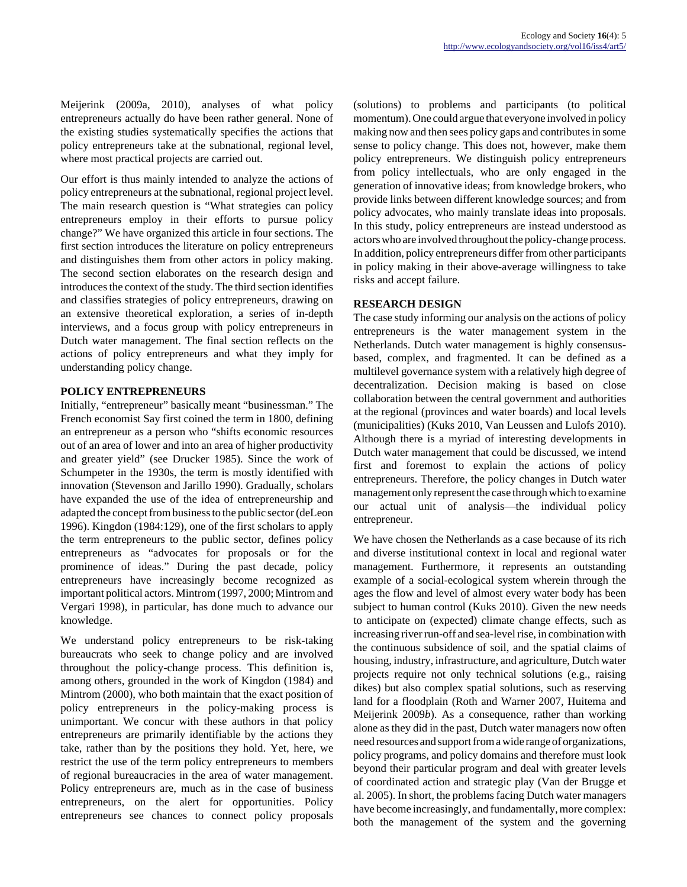Meijerink (2009a, 2010), analyses of what policy entrepreneurs actually do have been rather general. None of the existing studies systematically specifies the actions that policy entrepreneurs take at the subnational, regional level, where most practical projects are carried out.

Our effort is thus mainly intended to analyze the actions of policy entrepreneurs at the subnational, regional project level. The main research question is "What strategies can policy entrepreneurs employ in their efforts to pursue policy change?" We have organized this article in four sections. The first section introduces the literature on policy entrepreneurs and distinguishes them from other actors in policy making. The second section elaborates on the research design and introduces the context of the study. The third section identifies and classifies strategies of policy entrepreneurs, drawing on an extensive theoretical exploration, a series of in-depth interviews, and a focus group with policy entrepreneurs in Dutch water management. The final section reflects on the actions of policy entrepreneurs and what they imply for understanding policy change.

## POLICY ENTREPRENEURS

Initially, "entrepreneur" basically meant "businessman." The French economist Say first coined the term in 1800, defining an entrepreneur as a person who "shifts economic resources out of an area of lower and into an area of higher productivity and greater yield" (see Drucker 1985). Since the work of Schumpeter in the 1930s, the term is mostly identified with innovation (Stevenson and Jarillo 1990). Gradually, scholars have expanded the use of the idea of entrepreneurship and adapted the concept from business to the public sector (deLeon 1996). Kingdon (1984:129), one of the first scholars to apply the term entrepreneurs to the public sector, defines policy entrepreneurs as "advocates for proposals or for the prominence of ideas." During the past decade, policy entrepreneurs have increasingly become recognized as important political actors. Mintrom (1997, 2000; Mintrom and Vergari 1998), in particular, has done much to advance our knowledge.

We understand policy entrepreneurs to be risk-taking bureaucrats who seek to change policy and are involved throughout the policy-change process. This definition is, among others, grounded in the work of Kingdon (1984) and Mintrom (2000), who both maintain that the exact position of policy entrepreneurs in the policy-making process is unimportant. We concur with these authors in that policy entrepreneurs are primarily identifiable by the actions they take, rather than by the positions they hold. Yet, here, we restrict the use of the term policy entrepreneurs to members of regional bureaucracies in the area of water management. Policy entrepreneurs are, much as in the case of business entrepreneurs, on the alert for opportunities. Policy entrepreneurs see chances to connect policy proposals (solutions) to problems and participants (to political momentum). One could argue that everyone involved in policy making now and then sees policy gaps and contributes in some sense to policy change. This does not, however, make them policy entrepreneurs. We distinguish policy entrepreneurs from policy intellectuals, who are only engaged in the generation of innovative ideas; from knowledge brokers, who provide links between different knowledge sources; and from policy advocates, who mainly translate ideas into proposals. In this study, policy entrepreneurs are instead understood as actors who are involved throughout the policy-change process. In addition, policy entrepreneurs differ from other participants in policy making in their above-average willingness to take risks and accept failure.

## RESEARCH DESIGN

The case study informing our analysis on the actions of policy entrepreneurs is the water management system in the Netherlands. Dutch water management is highly consensus-based, complex, and fragmented. It can be defined as a multilevel governance system with a relatively high degree of decentralization. Decision making is based on close collaboration between the central government and authorities at the regional (provinces and water boards) and local levels (municipalities) (Kuks 2010, Van Leussen and Lulofs 2010). Although there is a myriad of interesting developments in Dutch water management that could be discussed, we intend first and foremost to explain the actions of policy entrepreneurs. Therefore, the policy changes in Dutch water management only represent the case through which to examine our actual unit of analysis—the individual policy entrepreneur.

We have chosen the Netherlands as a case because of its rich and diverse institutional context in local and regional water management. Furthermore, it represents an outstanding example of a social-ecological system wherein through the ages the flow and level of almost every water body has been subject to human control (Kuks 2010). Given the new needs to anticipate on (expected) climate change effects, such as increasing river run-off and sea-level rise, in combination with the continuous subsidence of soil, and the spatial claims of housing, industry, infrastructure, and agriculture, Dutch water projects require not only technical solutions (e.g., raising dikes) but also complex spatial solutions, such as reserving land for a floodplain (Roth and Warner 2007, Huitema and Meijerink 2009*b*). As a consequence, rather than working alone as they did in the past, Dutch water managers now often need resources and support from a wide range of organizations, policy programs, and policy domains and therefore must look beyond their particular program and deal with greater levels of coordinated action and strategic play (Van der Brugge et al. 2005). In short, the problems facing Dutch water managers have become increasingly, and fundamentally, more complex: both the management of the system and the governing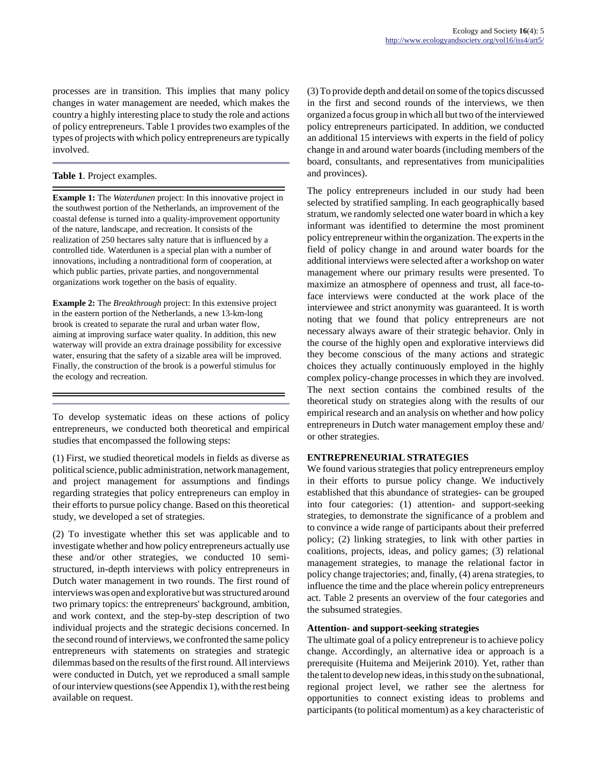processes are in transition. This implies that many policy changes in water management are needed, which makes the country a highly interesting place to study the role and actions of policy entrepreneurs. Table 1 provides two examples of the types of projects with which policy entrepreneurs are typically involved.

**Table 1**. Project examples.

**Example 1:** The *Waterdunen* project: In this innovative project in the southwest portion of the Netherlands, an improvement of the coastal defense is turned into a quality-improvement opportunity of the nature, landscape, and recreation. It consists of the realization of 250 hectares salty nature that is influenced by a controlled tide. Waterdunen is a special plan with a number of innovations, including a nontraditional form of cooperation, at which public parties, private parties, and nongovernmental organizations work together on the basis of equality.

**Example 2:** The *Breakthrough* project: In this extensive project in the eastern portion of the Netherlands, a new 13-km-long brook is created to separate the rural and urban water flow, aiming at improving surface water quality. In addition, this new waterway will provide an extra drainage possibility for excessive water, ensuring that the safety of a sizable area will be improved. Finally, the construction of the brook is a powerful stimulus for the ecology and recreation.

To develop systematic ideas on these actions of policy entrepreneurs, we conducted both theoretical and empirical studies that encompassed the following steps:

(1) First, we studied theoretical models in fields as diverse as political science, public administration, network management, and project management for assumptions and findings regarding strategies that policy entrepreneurs can employ in their efforts to pursue policy change. Based on this theoretical study, we developed a set of strategies.

(2) To investigate whether this set was applicable and to investigate whether and how policy entrepreneurs actually use these and/or other strategies, we conducted 10 semi-structured, in-depth interviews with policy entrepreneurs in Dutch water management in two rounds. The first round of interviews was open and explorative but was structured around two primary topics: the entrepreneurs' background, ambition, and work context, and the step-by-step description of two individual projects and the strategic decisions concerned. In the second round of interviews, we confronted the same policy entrepreneurs with statements on strategies and strategic dilemmas based on the results of the first round. All interviews were conducted in Dutch, yet we reproduced a small sample of our interview questions (see Appendix 1), with the rest being available on request.

(3) To provide depth and detail on some of the topics discussed in the first and second rounds of the interviews, we then organized a focus group in which all but two of the interviewed policy entrepreneurs participated. In addition, we conducted an additional 15 interviews with experts in the field of policy change in and around water boards (including members of the board, consultants, and representatives from municipalities and provinces).

The policy entrepreneurs included in our study had been selected by stratified sampling. In each geographically based stratum, we randomly selected one water board in which a key informant was identified to determine the most prominent policy entrepreneur within the organization. The experts in the field of policy change in and around water boards for the additional interviews were selected after a workshop on water management where our primary results were presented. To maximize an atmosphere of openness and trust, all face-to-face interviews were conducted at the work place of the interviewee and strict anonymity was guaranteed. It is worth noting that we found that policy entrepreneurs are not necessary always aware of their strategic behavior. Only in the course of the highly open and explorative interviews did they become conscious of the many actions and strategic choices they actually continuously employed in the highly complex policy-change processes in which they are involved. The next section contains the combined results of the theoretical study on strategies along with the results of our empirical research and an analysis on whether and how policy entrepreneurs in Dutch water management employ these and/or other strategies.

## ENTREPRENEURIAL STRATEGIES

We found various strategies that policy entrepreneurs employ in their efforts to pursue policy change. We inductively established that this abundance of strategies- can be grouped into four categories: (1) attention- and support-seeking strategies, to demonstrate the significance of a problem and to convince a wide range of participants about their preferred policy; (2) linking strategies, to link with other parties in coalitions, projects, ideas, and policy games; (3) relational management strategies, to manage the relational factor in policy change trajectories; and, finally, (4) arena strategies, to influence the time and the place wherein policy entrepreneurs act. Table 2 presents an overview of the four categories and the subsumed strategies.

### Attention- and support-seeking strategies

The ultimate goal of a policy entrepreneur is to achieve policy change. Accordingly, an alternative idea or approach is a prerequisite (Huitema and Meijerink 2010). Yet, rather than the talent to develop new ideas, in this study on the subnational, regional project level, we rather see the alertness for opportunities to connect existing ideas to problems and participants (to political momentum) as a key characteristic of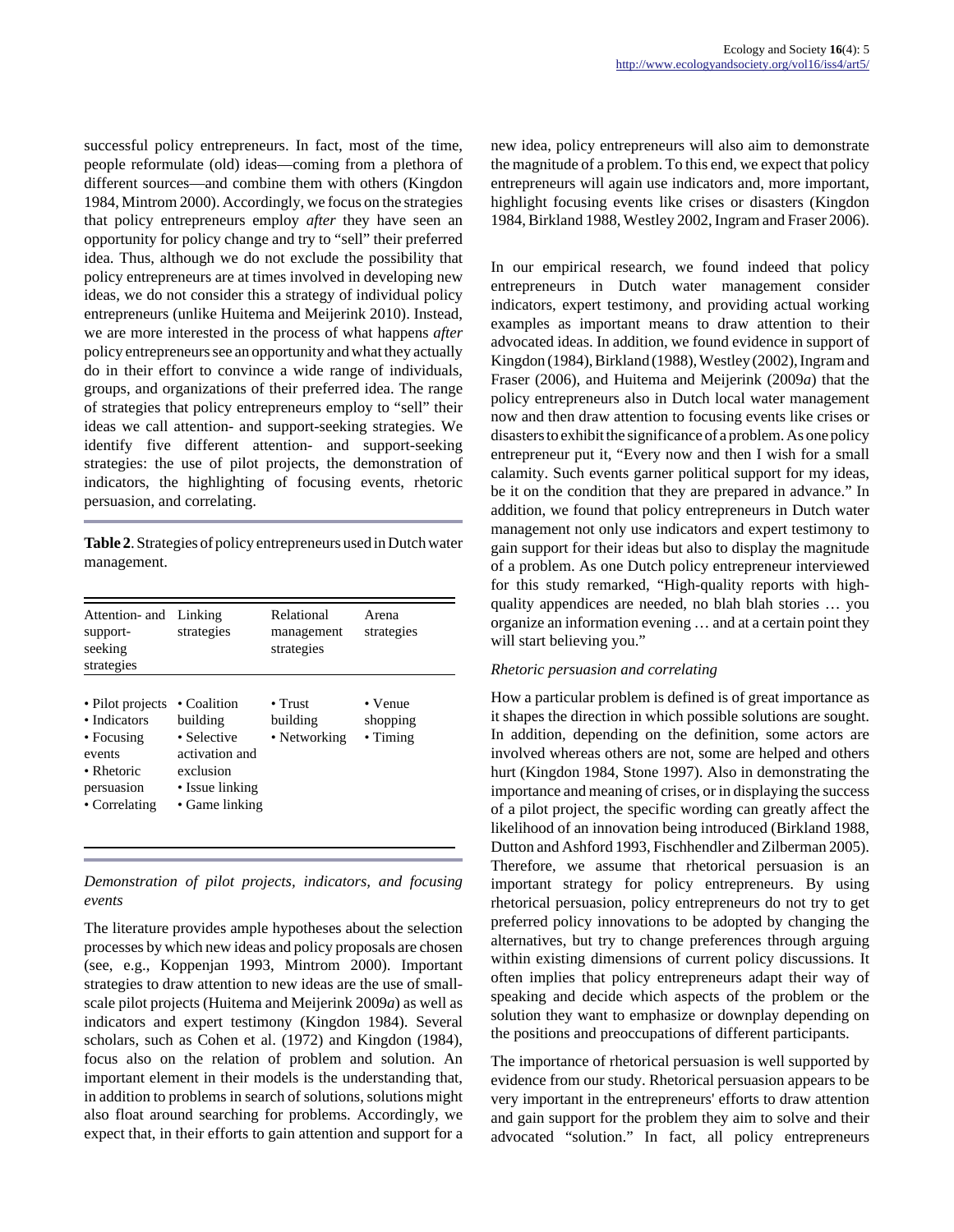successful policy entrepreneurs. In fact, most of the time, people reformulate (old) ideas—coming from a plethora of different sources—and combine them with others (Kingdon 1984, Mintrom 2000). Accordingly, we focus on the strategies that policy entrepreneurs employ *after* they have seen an opportunity for policy change and try to "sell" their preferred idea. Thus, although we do not exclude the possibility that policy entrepreneurs are at times involved in developing new ideas, we do not consider this a strategy of individual policy entrepreneurs (unlike Huitema and Meijerink 2010). Instead, we are more interested in the process of what happens *after* policy entrepreneurs see an opportunity and what they actually do in their effort to convince a wide range of individuals, groups, and organizations of their preferred idea. The range of strategies that policy entrepreneurs employ to "sell" their ideas we call attention- and support-seeking strategies. We identify five different attention- and support-seeking strategies: the use of pilot projects, the demonstration of indicators, the highlighting of focusing events, rhetoric persuasion, and correlating.

**Table 2**. Strategies of policy entrepreneurs used in Dutch water management.

| Attention- and support-seeking strategies | Linking strategies | Relational management strategies | Arena strategies |
|---|---|---|---|
| • Pilot projects<br>• Indicators<br>• Focusing events<br>• Rhetoric persuasion<br>• Correlating | • Coalition building<br>• Selective activation and exclusion<br>• Issue linking<br>• Game linking | • Trust building<br>• Networking | • Venue shopping<br>• Timing |

*Demonstration of pilot projects, indicators, and focusing events*

The literature provides ample hypotheses about the selection processes by which new ideas and policy proposals are chosen (see, e.g., Koppenjan 1993, Mintrom 2000). Important strategies to draw attention to new ideas are the use of small-scale pilot projects (Huitema and Meijerink 2009*a*) as well as indicators and expert testimony (Kingdon 1984). Several scholars, such as Cohen et al. (1972) and Kingdon (1984), focus also on the relation of problem and solution. An important element in their models is the understanding that, in addition to problems in search of solutions, solutions might also float around searching for problems. Accordingly, we expect that, in their efforts to gain attention and support for a new idea, policy entrepreneurs will also aim to demonstrate the magnitude of a problem. To this end, we expect that policy entrepreneurs will again use indicators and, more important, highlight focusing events like crises or disasters (Kingdon 1984, Birkland 1988, Westley 2002, Ingram and Fraser 2006).

In our empirical research, we found indeed that policy entrepreneurs in Dutch water management consider indicators, expert testimony, and providing actual working examples as important means to draw attention to their advocated ideas. In addition, we found evidence in support of Kingdon (1984), Birkland (1988), Westley (2002), Ingram and Fraser (2006), and Huitema and Meijerink (2009*a*) that the policy entrepreneurs also in Dutch local water management now and then draw attention to focusing events like crises or disasters to exhibit the significance of a problem. As one policy entrepreneur put it, "Every now and then I wish for a small calamity. Such events garner political support for my ideas, be it on the condition that they are prepared in advance." In addition, we found that policy entrepreneurs in Dutch water management not only use indicators and expert testimony to gain support for their ideas but also to display the magnitude of a problem. As one Dutch policy entrepreneur interviewed for this study remarked, "High-quality reports with high-quality appendices are needed, no blah blah stories … you organize an information evening … and at a certain point they will start believing you."

*Rhetoric persuasion and correlating*

How a particular problem is defined is of great importance as it shapes the direction in which possible solutions are sought. In addition, depending on the definition, some actors are involved whereas others are not, some are helped and others hurt (Kingdon 1984, Stone 1997). Also in demonstrating the importance and meaning of crises, or in displaying the success of a pilot project, the specific wording can greatly affect the likelihood of an innovation being introduced (Birkland 1988, Dutton and Ashford 1993, Fischhendler and Zilberman 2005). Therefore, we assume that rhetorical persuasion is an important strategy for policy entrepreneurs. By using rhetorical persuasion, policy entrepreneurs do not try to get preferred policy innovations to be adopted by changing the alternatives, but try to change preferences through arguing within existing dimensions of current policy discussions. It often implies that policy entrepreneurs adapt their way of speaking and decide which aspects of the problem or the solution they want to emphasize or downplay depending on the positions and preoccupations of different participants.

The importance of rhetorical persuasion is well supported by evidence from our study. Rhetorical persuasion appears to be very important in the entrepreneurs' efforts to draw attention and gain support for the problem they aim to solve and their advocated "solution." In fact, all policy entrepreneurs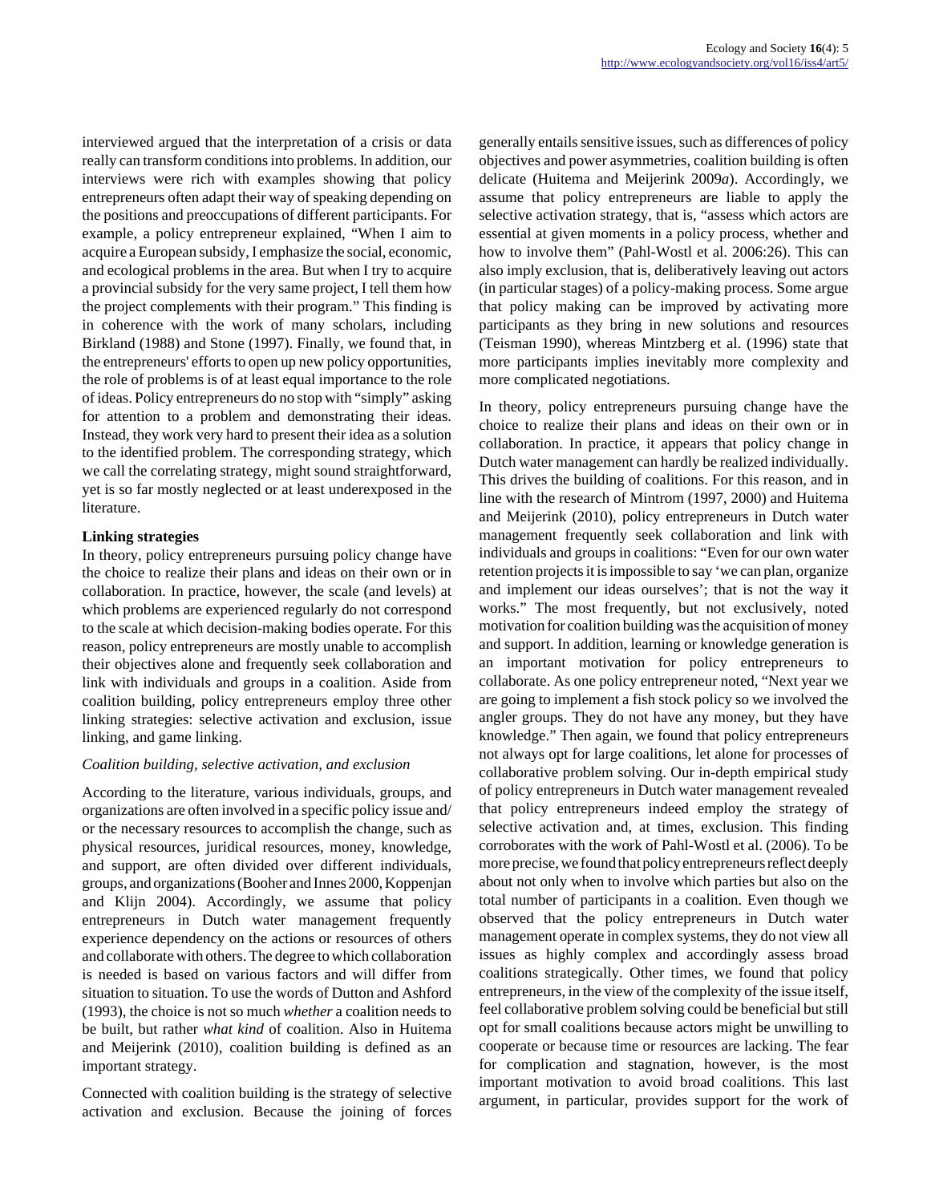interviewed argued that the interpretation of a crisis or data really can transform conditions into problems. In addition, our interviews were rich with examples showing that policy entrepreneurs often adapt their way of speaking depending on the positions and preoccupations of different participants. For example, a policy entrepreneur explained, "When I aim to acquire a European subsidy, I emphasize the social, economic, and ecological problems in the area. But when I try to acquire a provincial subsidy for the very same project, I tell them how the project complements with their program." This finding is in coherence with the work of many scholars, including Birkland (1988) and Stone (1997). Finally, we found that, in the entrepreneurs' efforts to open up new policy opportunities, the role of problems is of at least equal importance to the role of ideas. Policy entrepreneurs do no stop with "simply" asking for attention to a problem and demonstrating their ideas. Instead, they work very hard to present their idea as a solution to the identified problem. The corresponding strategy, which we call the correlating strategy, might sound straightforward, yet is so far mostly neglected or at least underexposed in the literature.

**Linking strategies**

In theory, policy entrepreneurs pursuing policy change have the choice to realize their plans and ideas on their own or in collaboration. In practice, however, the scale (and levels) at which problems are experienced regularly do not correspond to the scale at which decision-making bodies operate. For this reason, policy entrepreneurs are mostly unable to accomplish their objectives alone and frequently seek collaboration and link with individuals and groups in a coalition. Aside from coalition building, policy entrepreneurs employ three other linking strategies: selective activation and exclusion, issue linking, and game linking.

*Coalition building, selective activation, and exclusion*

According to the literature, various individuals, groups, and organizations are often involved in a specific policy issue and/or the necessary resources to accomplish the change, such as physical resources, juridical resources, money, knowledge, and support, are often divided over different individuals, groups, and organizations (Booher and Innes 2000, Koppenjan and Klijn 2004). Accordingly, we assume that policy entrepreneurs in Dutch water management frequently experience dependency on the actions or resources of others and collaborate with others. The degree to which collaboration is needed is based on various factors and will differ from situation to situation. To use the words of Dutton and Ashford (1993), the choice is not so much *whether* a coalition needs to be built, but rather *what kind* of coalition. Also in Huitema and Meijerink (2010), coalition building is defined as an important strategy.

Connected with coalition building is the strategy of selective activation and exclusion. Because the joining of forces generally entails sensitive issues, such as differences of policy objectives and power asymmetries, coalition building is often delicate (Huitema and Meijerink 2009*a*). Accordingly, we assume that policy entrepreneurs are liable to apply the selective activation strategy, that is, "assess which actors are essential at given moments in a policy process, whether and how to involve them" (Pahl-Wostl et al. 2006:26). This can also imply exclusion, that is, deliberatively leaving out actors (in particular stages) of a policy-making process. Some argue that policy making can be improved by activating more participants as they bring in new solutions and resources (Teisman 1990), whereas Mintzberg et al. (1996) state that more participants implies inevitably more complexity and more complicated negotiations.

In theory, policy entrepreneurs pursuing change have the choice to realize their plans and ideas on their own or in collaboration. In practice, it appears that policy change in Dutch water management can hardly be realized individually. This drives the building of coalitions. For this reason, and in line with the research of Mintrom (1997, 2000) and Huitema and Meijerink (2010), policy entrepreneurs in Dutch water management frequently seek collaboration and link with individuals and groups in coalitions: "Even for our own water retention projects it is impossible to say 'we can plan, organize and implement our ideas ourselves'; that is not the way it works." The most frequently, but not exclusively, noted motivation for coalition building was the acquisition of money and support. In addition, learning or knowledge generation is an important motivation for policy entrepreneurs to collaborate. As one policy entrepreneur noted, "Next year we are going to implement a fish stock policy so we involved the angler groups. They do not have any money, but they have knowledge." Then again, we found that policy entrepreneurs not always opt for large coalitions, let alone for processes of collaborative problem solving. Our in-depth empirical study of policy entrepreneurs in Dutch water management revealed that policy entrepreneurs indeed employ the strategy of selective activation and, at times, exclusion. This finding corroborates with the work of Pahl-Wostl et al. (2006). To be more precise, we found that policy entrepreneurs reflect deeply about not only when to involve which parties but also on the total number of participants in a coalition. Even though we observed that the policy entrepreneurs in Dutch water management operate in complex systems, they do not view all issues as highly complex and accordingly assess broad coalitions strategically. Other times, we found that policy entrepreneurs, in the view of the complexity of the issue itself, feel collaborative problem solving could be beneficial but still opt for small coalitions because actors might be unwilling to cooperate or because time or resources are lacking. The fear for complication and stagnation, however, is the most important motivation to avoid broad coalitions. This last argument, in particular, provides support for the work of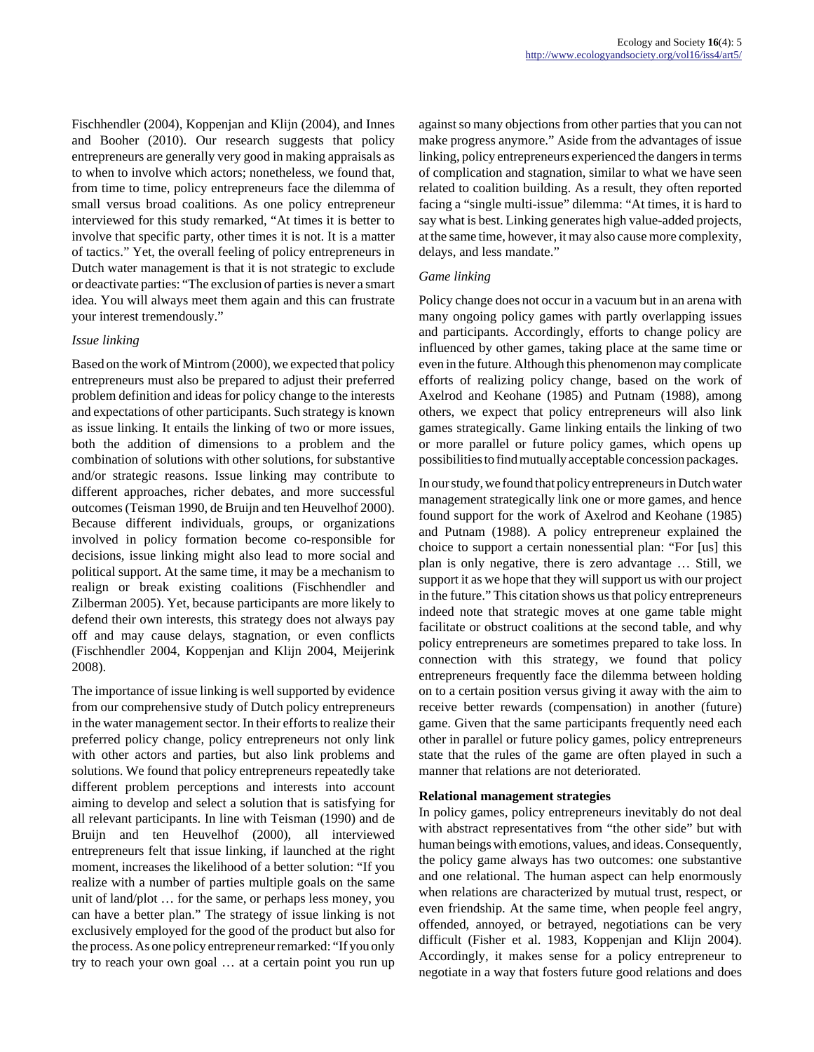Fischhendler (2004), Koppenjan and Klijn (2004), and Innes and Booher (2010). Our research suggests that policy entrepreneurs are generally very good in making appraisals as to when to involve which actors; nonetheless, we found that, from time to time, policy entrepreneurs face the dilemma of small versus broad coalitions. As one policy entrepreneur interviewed for this study remarked, "At times it is better to involve that specific party, other times it is not. It is a matter of tactics." Yet, the overall feeling of policy entrepreneurs in Dutch water management is that it is not strategic to exclude or deactivate parties: "The exclusion of parties is never a smart idea. You will always meet them again and this can frustrate your interest tremendously."

*Issue linking*

Based on the work of Mintrom (2000), we expected that policy entrepreneurs must also be prepared to adjust their preferred problem definition and ideas for policy change to the interests and expectations of other participants. Such strategy is known as issue linking. It entails the linking of two or more issues, both the addition of dimensions to a problem and the combination of solutions with other solutions, for substantive and/or strategic reasons. Issue linking may contribute to different approaches, richer debates, and more successful outcomes (Teisman 1990, de Bruijn and ten Heuvelhof 2000). Because different individuals, groups, or organizations involved in policy formation become co-responsible for decisions, issue linking might also lead to more social and political support. At the same time, it may be a mechanism to realign or break existing coalitions (Fischhendler and Zilberman 2005). Yet, because participants are more likely to defend their own interests, this strategy does not always pay off and may cause delays, stagnation, or even conflicts (Fischhendler 2004, Koppenjan and Klijn 2004, Meijerink 2008).

The importance of issue linking is well supported by evidence from our comprehensive study of Dutch policy entrepreneurs in the water management sector. In their efforts to realize their preferred policy change, policy entrepreneurs not only link with other actors and parties, but also link problems and solutions. We found that policy entrepreneurs repeatedly take different problem perceptions and interests into account aiming to develop and select a solution that is satisfying for all relevant participants. In line with Teisman (1990) and de Bruijn and ten Heuvelhof (2000), all interviewed entrepreneurs felt that issue linking, if launched at the right moment, increases the likelihood of a better solution: "If you realize with a number of parties multiple goals on the same unit of land/plot … for the same, or perhaps less money, you can have a better plan." The strategy of issue linking is not exclusively employed for the good of the product but also for the process. As one policy entrepreneur remarked: "If you only try to reach your own goal … at a certain point you run up against so many objections from other parties that you can not make progress anymore." Aside from the advantages of issue linking, policy entrepreneurs experienced the dangers in terms of complication and stagnation, similar to what we have seen related to coalition building. As a result, they often reported facing a "single multi-issue" dilemma: "At times, it is hard to say what is best. Linking generates high value-added projects, at the same time, however, it may also cause more complexity, delays, and less mandate."

*Game linking*

Policy change does not occur in a vacuum but in an arena with many ongoing policy games with partly overlapping issues and participants. Accordingly, efforts to change policy are influenced by other games, taking place at the same time or even in the future. Although this phenomenon may complicate efforts of realizing policy change, based on the work of Axelrod and Keohane (1985) and Putnam (1988), among others, we expect that policy entrepreneurs will also link games strategically. Game linking entails the linking of two or more parallel or future policy games, which opens up possibilities to find mutually acceptable concession packages.

In our study, we found that policy entrepreneurs in Dutch water management strategically link one or more games, and hence found support for the work of Axelrod and Keohane (1985) and Putnam (1988). A policy entrepreneur explained the choice to support a certain nonessential plan: "For [us] this plan is only negative, there is zero advantage … Still, we support it as we hope that they will support us with our project in the future." This citation shows us that policy entrepreneurs indeed note that strategic moves at one game table might facilitate or obstruct coalitions at the second table, and why policy entrepreneurs are sometimes prepared to take loss. In connection with this strategy, we found that policy entrepreneurs frequently face the dilemma between holding on to a certain position versus giving it away with the aim to receive better rewards (compensation) in another (future) game. Given that the same participants frequently need each other in parallel or future policy games, policy entrepreneurs state that the rules of the game are often played in such a manner that relations are not deteriorated.

**Relational management strategies**

In policy games, policy entrepreneurs inevitably do not deal with abstract representatives from "the other side" but with human beings with emotions, values, and ideas. Consequently, the policy game always has two outcomes: one substantive and one relational. The human aspect can help enormously when relations are characterized by mutual trust, respect, or even friendship. At the same time, when people feel angry, offended, annoyed, or betrayed, negotiations can be very difficult (Fisher et al. 1983, Koppenjan and Klijn 2004). Accordingly, it makes sense for a policy entrepreneur to negotiate in a way that fosters future good relations and does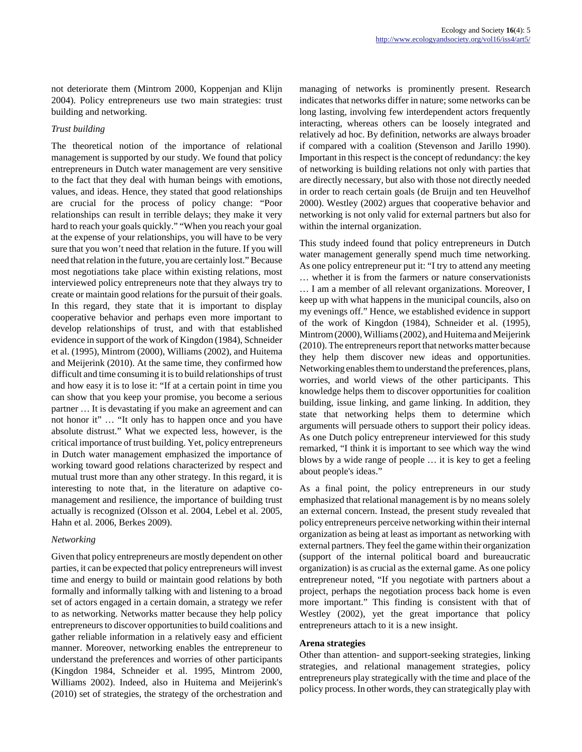not deteriorate them (Mintrom 2000, Koppenjan and Klijn 2004). Policy entrepreneurs use two main strategies: trust building and networking.

*Trust building*

The theoretical notion of the importance of relational management is supported by our study. We found that policy entrepreneurs in Dutch water management are very sensitive to the fact that they deal with human beings with emotions, values, and ideas. Hence, they stated that good relationships are crucial for the process of policy change: "Poor relationships can result in terrible delays; they make it very hard to reach your goals quickly." "When you reach your goal at the expense of your relationships, you will have to be very sure that you won't need that relation in the future. If you will need that relation in the future, you are certainly lost." Because most negotiations take place within existing relations, most interviewed policy entrepreneurs note that they always try to create or maintain good relations for the pursuit of their goals. In this regard, they state that it is important to display cooperative behavior and perhaps even more important to develop relationships of trust, and with that established evidence in support of the work of Kingdon (1984), Schneider et al. (1995), Mintrom (2000), Williams (2002), and Huitema and Meijerink (2010). At the same time, they confirmed how difficult and time consuming it is to build relationships of trust and how easy it is to lose it: "If at a certain point in time you can show that you keep your promise, you become a serious partner … It is devastating if you make an agreement and can not honor it" … "It only has to happen once and you have absolute distrust." What we expected less, however, is the critical importance of trust building. Yet, policy entrepreneurs in Dutch water management emphasized the importance of working toward good relations characterized by respect and mutual trust more than any other strategy. In this regard, it is interesting to note that, in the literature on adaptive co-management and resilience, the importance of building trust actually is recognized (Olsson et al. 2004, Lebel et al. 2005, Hahn et al. 2006, Berkes 2009).

*Networking*

Given that policy entrepreneurs are mostly dependent on other parties, it can be expected that policy entrepreneurs will invest time and energy to build or maintain good relations by both formally and informally talking with and listening to a broad set of actors engaged in a certain domain, a strategy we refer to as networking. Networks matter because they help policy entrepreneurs to discover opportunities to build coalitions and gather reliable information in a relatively easy and efficient manner. Moreover, networking enables the entrepreneur to understand the preferences and worries of other participants (Kingdon 1984, Schneider et al. 1995, Mintrom 2000, Williams 2002). Indeed, also in Huitema and Meijerink's (2010) set of strategies, the strategy of the orchestration and managing of networks is prominently present. Research indicates that networks differ in nature; some networks can be long lasting, involving few interdependent actors frequently interacting, whereas others can be loosely integrated and relatively ad hoc. By definition, networks are always broader if compared with a coalition (Stevenson and Jarillo 1990). Important in this respect is the concept of redundancy: the key of networking is building relations not only with parties that are directly necessary, but also with those not directly needed in order to reach certain goals (de Bruijn and ten Heuvelhof 2000). Westley (2002) argues that cooperative behavior and networking is not only valid for external partners but also for within the internal organization.

This study indeed found that policy entrepreneurs in Dutch water management generally spend much time networking. As one policy entrepreneur put it: "I try to attend any meeting … whether it is from the farmers or nature conservationists … I am a member of all relevant organizations. Moreover, I keep up with what happens in the municipal councils, also on my evenings off." Hence, we established evidence in support of the work of Kingdon (1984), Schneider et al. (1995), Mintrom (2000), Williams (2002), and Huitema and Meijerink (2010). The entrepreneurs report that networks matter because they help them discover new ideas and opportunities. Networking enables them to understand the preferences, plans, worries, and world views of the other participants. This knowledge helps them to discover opportunities for coalition building, issue linking, and game linking. In addition, they state that networking helps them to determine which arguments will persuade others to support their policy ideas. As one Dutch policy entrepreneur interviewed for this study remarked, "I think it is important to see which way the wind blows by a wide range of people … it is key to get a feeling about people's ideas."

As a final point, the policy entrepreneurs in our study emphasized that relational management is by no means solely an external concern. Instead, the present study revealed that policy entrepreneurs perceive networking within their internal organization as being at least as important as networking with external partners. They feel the game within their organization (support of the internal political board and bureaucratic organization) is as crucial as the external game. As one policy entrepreneur noted, "If you negotiate with partners about a project, perhaps the negotiation process back home is even more important." This finding is consistent with that of Westley (2002), yet the great importance that policy entrepreneurs attach to it is a new insight.

**Arena strategies**

Other than attention- and support-seeking strategies, linking strategies, and relational management strategies, policy entrepreneurs play strategically with the time and place of the policy process. In other words, they can strategically play with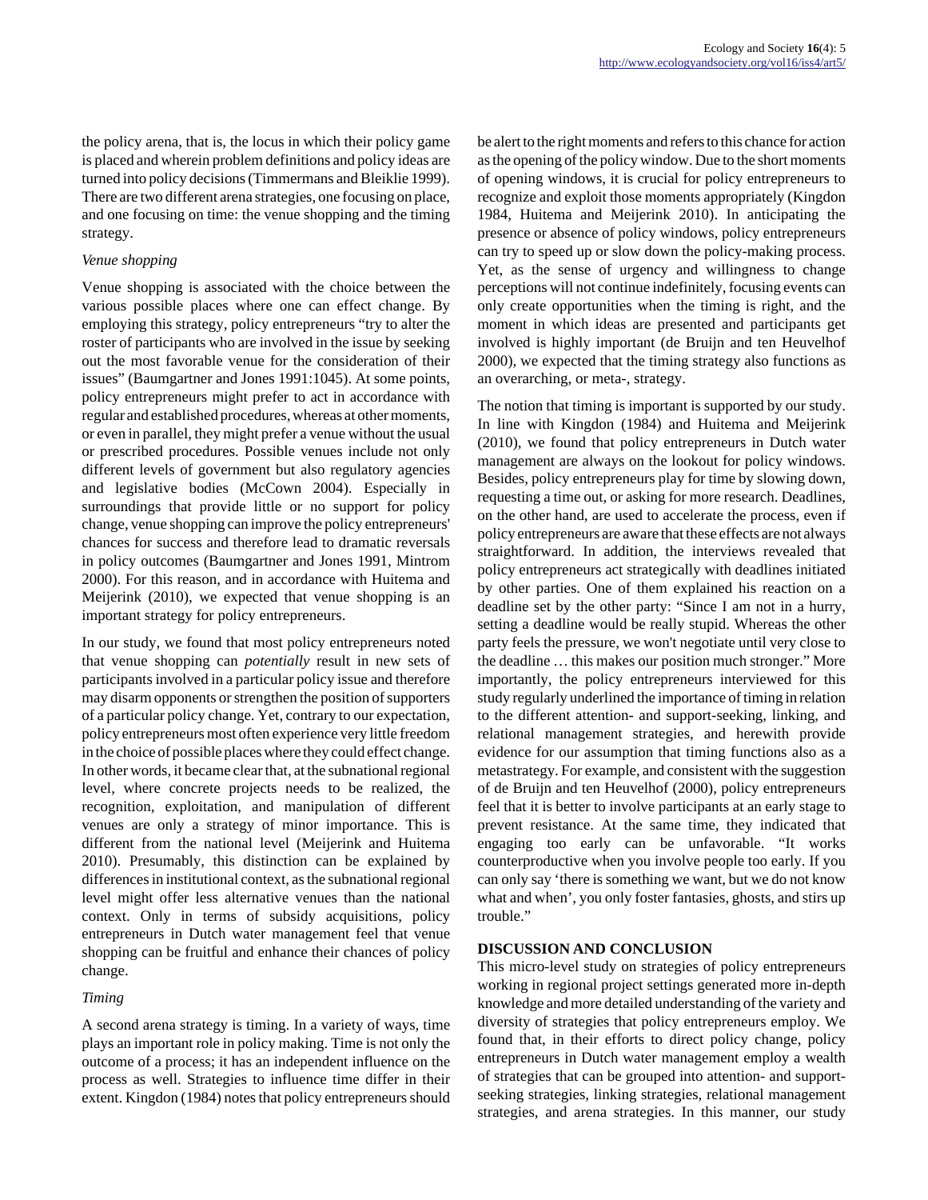the policy arena, that is, the locus in which their policy game is placed and wherein problem definitions and policy ideas are turned into policy decisions (Timmermans and Bleiklie 1999). There are two different arena strategies, one focusing on place, and one focusing on time: the venue shopping and the timing strategy.

*Venue shopping*

Venue shopping is associated with the choice between the various possible places where one can effect change. By employing this strategy, policy entrepreneurs "try to alter the roster of participants who are involved in the issue by seeking out the most favorable venue for the consideration of their issues" (Baumgartner and Jones 1991:1045). At some points, policy entrepreneurs might prefer to act in accordance with regular and established procedures, whereas at other moments, or even in parallel, they might prefer a venue without the usual or prescribed procedures. Possible venues include not only different levels of government but also regulatory agencies and legislative bodies (McCown 2004). Especially in surroundings that provide little or no support for policy change, venue shopping can improve the policy entrepreneurs' chances for success and therefore lead to dramatic reversals in policy outcomes (Baumgartner and Jones 1991, Mintrom 2000). For this reason, and in accordance with Huitema and Meijerink (2010), we expected that venue shopping is an important strategy for policy entrepreneurs.

In our study, we found that most policy entrepreneurs noted that venue shopping can *potentially* result in new sets of participants involved in a particular policy issue and therefore may disarm opponents or strengthen the position of supporters of a particular policy change. Yet, contrary to our expectation, policy entrepreneurs most often experience very little freedom in the choice of possible places where they could effect change. In other words, it became clear that, at the subnational regional level, where concrete projects needs to be realized, the recognition, exploitation, and manipulation of different venues are only a strategy of minor importance. This is different from the national level (Meijerink and Huitema 2010). Presumably, this distinction can be explained by differences in institutional context, as the subnational regional level might offer less alternative venues than the national context. Only in terms of subsidy acquisitions, policy entrepreneurs in Dutch water management feel that venue shopping can be fruitful and enhance their chances of policy change.

*Timing*

A second arena strategy is timing. In a variety of ways, time plays an important role in policy making. Time is not only the outcome of a process; it has an independent influence on the process as well. Strategies to influence time differ in their extent. Kingdon (1984) notes that policy entrepreneurs should be alert to the right moments and refers to this chance for action as the opening of the policy window. Due to the short moments of opening windows, it is crucial for policy entrepreneurs to recognize and exploit those moments appropriately (Kingdon 1984, Huitema and Meijerink 2010). In anticipating the presence or absence of policy windows, policy entrepreneurs can try to speed up or slow down the policy-making process. Yet, as the sense of urgency and willingness to change perceptions will not continue indefinitely, focusing events can only create opportunities when the timing is right, and the moment in which ideas are presented and participants get involved is highly important (de Bruijn and ten Heuvelhof 2000), we expected that the timing strategy also functions as an overarching, or meta-, strategy.

The notion that timing is important is supported by our study. In line with Kingdon (1984) and Huitema and Meijerink (2010), we found that policy entrepreneurs in Dutch water management are always on the lookout for policy windows. Besides, policy entrepreneurs play for time by slowing down, requesting a time out, or asking for more research. Deadlines, on the other hand, are used to accelerate the process, even if policy entrepreneurs are aware that these effects are not always straightforward. In addition, the interviews revealed that policy entrepreneurs act strategically with deadlines initiated by other parties. One of them explained his reaction on a deadline set by the other party: "Since I am not in a hurry, setting a deadline would be really stupid. Whereas the other party feels the pressure, we won't negotiate until very close to the deadline … this makes our position much stronger." More importantly, the policy entrepreneurs interviewed for this study regularly underlined the importance of timing in relation to the different attention- and support-seeking, linking, and relational management strategies, and herewith provide evidence for our assumption that timing functions also as a metastrategy. For example, and consistent with the suggestion of de Bruijn and ten Heuvelhof (2000), policy entrepreneurs feel that it is better to involve participants at an early stage to prevent resistance. At the same time, they indicated that engaging too early can be unfavorable. "It works counterproductive when you involve people too early. If you can only say 'there is something we want, but we do not know what and when', you only foster fantasies, ghosts, and stirs up trouble."

## DISCUSSION AND CONCLUSION

This micro-level study on strategies of policy entrepreneurs working in regional project settings generated more in-depth knowledge and more detailed understanding of the variety and diversity of strategies that policy entrepreneurs employ. We found that, in their efforts to direct policy change, policy entrepreneurs in Dutch water management employ a wealth of strategies that can be grouped into attention- and support-seeking strategies, linking strategies, relational management strategies, and arena strategies. In this manner, our study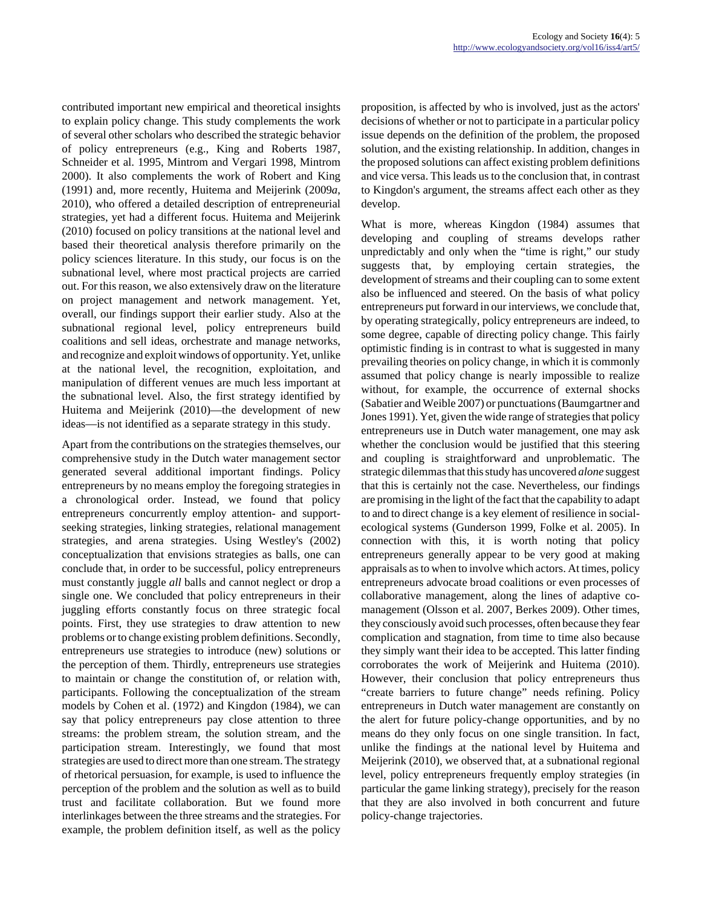contributed important new empirical and theoretical insights to explain policy change. This study complements the work of several other scholars who described the strategic behavior of policy entrepreneurs (e.g., King and Roberts 1987, Schneider et al. 1995, Mintrom and Vergari 1998, Mintrom 2000). It also complements the work of Robert and King (1991) and, more recently, Huitema and Meijerink (2009*a*, 2010), who offered a detailed description of entrepreneurial strategies, yet had a different focus. Huitema and Meijerink (2010) focused on policy transitions at the national level and based their theoretical analysis therefore primarily on the policy sciences literature. In this study, our focus is on the subnational level, where most practical projects are carried out. For this reason, we also extensively draw on the literature on project management and network management. Yet, overall, our findings support their earlier study. Also at the subnational regional level, policy entrepreneurs build coalitions and sell ideas, orchestrate and manage networks, and recognize and exploit windows of opportunity. Yet, unlike at the national level, the recognition, exploitation, and manipulation of different venues are much less important at the subnational level. Also, the first strategy identified by Huitema and Meijerink (2010)—the development of new ideas—is not identified as a separate strategy in this study.

Apart from the contributions on the strategies themselves, our comprehensive study in the Dutch water management sector generated several additional important findings. Policy entrepreneurs by no means employ the foregoing strategies in a chronological order. Instead, we found that policy entrepreneurs concurrently employ attention- and support-seeking strategies, linking strategies, relational management strategies, and arena strategies. Using Westley's (2002) conceptualization that envisions strategies as balls, one can conclude that, in order to be successful, policy entrepreneurs must constantly juggle *all* balls and cannot neglect or drop a single one. We concluded that policy entrepreneurs in their juggling efforts constantly focus on three strategic focal points. First, they use strategies to draw attention to new problems or to change existing problem definitions. Secondly, entrepreneurs use strategies to introduce (new) solutions or the perception of them. Thirdly, entrepreneurs use strategies to maintain or change the constitution of, or relation with, participants. Following the conceptualization of the stream models by Cohen et al. (1972) and Kingdon (1984), we can say that policy entrepreneurs pay close attention to three streams: the problem stream, the solution stream, and the participation stream. Interestingly, we found that most strategies are used to direct more than one stream. The strategy of rhetorical persuasion, for example, is used to influence the perception of the problem and the solution as well as to build trust and facilitate collaboration. But we found more interlinkages between the three streams and the strategies. For example, the problem definition itself, as well as the policy proposition, is affected by who is involved, just as the actors' decisions of whether or not to participate in a particular policy issue depends on the definition of the problem, the proposed solution, and the existing relationship. In addition, changes in the proposed solutions can affect existing problem definitions and vice versa. This leads us to the conclusion that, in contrast to Kingdon's argument, the streams affect each other as they develop.

What is more, whereas Kingdon (1984) assumes that developing and coupling of streams develops rather unpredictably and only when the "time is right," our study suggests that, by employing certain strategies, the development of streams and their coupling can to some extent also be influenced and steered. On the basis of what policy entrepreneurs put forward in our interviews, we conclude that, by operating strategically, policy entrepreneurs are indeed, to some degree, capable of directing policy change. This fairly optimistic finding is in contrast to what is suggested in many prevailing theories on policy change, in which it is commonly assumed that policy change is nearly impossible to realize without, for example, the occurrence of external shocks (Sabatier and Weible 2007) or punctuations (Baumgartner and Jones 1991). Yet, given the wide range of strategies that policy entrepreneurs use in Dutch water management, one may ask whether the conclusion would be justified that this steering and coupling is straightforward and unproblematic. The strategic dilemmas that this study has uncovered *alone* suggest that this is certainly not the case. Nevertheless, our findings are promising in the light of the fact that the capability to adapt to and to direct change is a key element of resilience in social-ecological systems (Gunderson 1999, Folke et al. 2005). In connection with this, it is worth noting that policy entrepreneurs generally appear to be very good at making appraisals as to when to involve which actors. At times, policy entrepreneurs advocate broad coalitions or even processes of collaborative management, along the lines of adaptive co-management (Olsson et al. 2007, Berkes 2009). Other times, they consciously avoid such processes, often because they fear complication and stagnation, from time to time also because they simply want their idea to be accepted. This latter finding corroborates the work of Meijerink and Huitema (2010). However, their conclusion that policy entrepreneurs thus "create barriers to future change" needs refining. Policy entrepreneurs in Dutch water management are constantly on the alert for future policy-change opportunities, and by no means do they only focus on one single transition. In fact, unlike the findings at the national level by Huitema and Meijerink (2010), we observed that, at a subnational regional level, policy entrepreneurs frequently employ strategies (in particular the game linking strategy), precisely for the reason that they are also involved in both concurrent and future policy-change trajectories.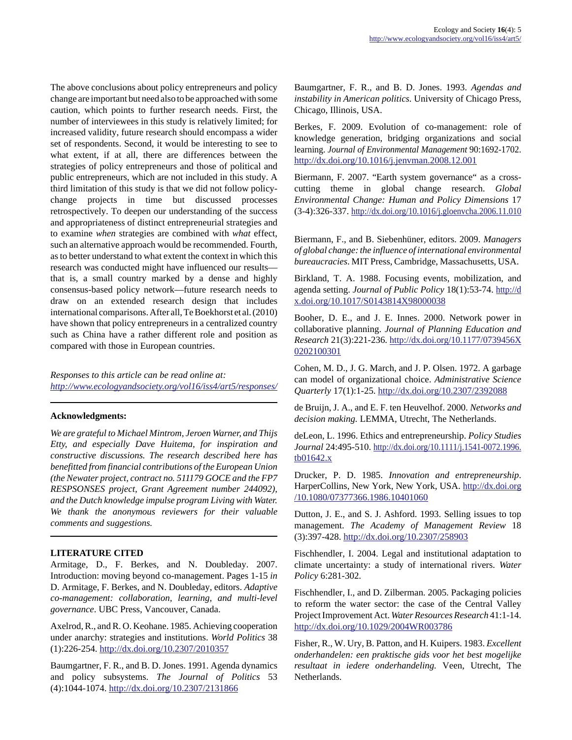The above conclusions about policy entrepreneurs and policy change are important but need also to be approached with some caution, which points to further research needs. First, the number of interviewees in this study is relatively limited; for increased validity, future research should encompass a wider set of respondents. Second, it would be interesting to see to what extent, if at all, there are differences between the strategies of policy entrepreneurs and those of political and public entrepreneurs, which are not included in this study. A third limitation of this study is that we did not follow policy-change projects in time but discussed processes retrospectively. To deepen our understanding of the success and appropriateness of distinct entrepreneurial strategies and to examine *when* strategies are combined with *what* effect, such an alternative approach would be recommended. Fourth, as to better understand to what extent the context in which this research was conducted might have influenced our results—that is, a small country marked by a dense and highly consensus-based policy network—future research needs to draw on an extended research design that includes international comparisons. After all, Te Boekhorst et al. (2010) have shown that policy entrepreneurs in a centralized country such as China have a rather different role and position as compared with those in European countries.

*Responses to this article can be read online at:*
*http://www.ecologyandsociety.org/vol16/iss4/art5/responses/*

**Acknowledgments:**

*We are grateful to Michael Mintrom, Jeroen Warner, and Thijs Etty, and especially Dave Huitema, for inspiration and constructive discussions. The research described here has benefitted from financial contributions of the European Union (the Newater project, contract no. 511179 GOCE and the FP7 RESPSONSES project, Grant Agreement number 244092), and the Dutch knowledge impulse program Living with Water. We thank the anonymous reviewers for their valuable comments and suggestions.*

**LITERATURE CITED**

Armitage, D., F. Berkes, and N. Doubleday. 2007. Introduction: moving beyond co-management. Pages 1-15 *in* D. Armitage, F. Berkes, and N. Doubleday, editors. *Adaptive co-management: collaboration, learning, and multi-level governance*. UBC Press, Vancouver, Canada.

Axelrod, R., and R. O. Keohane. 1985. Achieving cooperation under anarchy: strategies and institutions. *World Politics* 38 (1):226-254. http://dx.doi.org/10.2307/2010357

Baumgartner, F. R., and B. D. Jones. 1991. Agenda dynamics and policy subsystems. *The Journal of Politics* 53 (4):1044-1074. http://dx.doi.org/10.2307/2131866

Baumgartner, F. R., and B. D. Jones. 1993. *Agendas and instability in American politics.* University of Chicago Press, Chicago, Illinois, USA.

Berkes, F. 2009. Evolution of co-management: role of knowledge generation, bridging organizations and social learning. *Journal of Environmental Management* 90:1692-1702. http://dx.doi.org/10.1016/j.jenvman.2008.12.001

Biermann, F. 2007. "Earth system governance" as a cross-cutting theme in global change research. *Global Environmental Change: Human and Policy Dimensions* 17 (3-4):326-337. http://dx.doi.org/10.1016/j.gloenvcha.2006.11.010

Biermann, F., and B. Siebenhüner, editors. 2009. *Managers of global change: the influence of international environmental bureaucracies*. MIT Press, Cambridge, Massachusetts, USA.

Birkland, T. A. 1988. Focusing events, mobilization, and agenda setting. *Journal of Public Policy* 18(1):53-74. http://dx.doi.org/10.1017/S0143814X98000038

Booher, D. E., and J. E. Innes. 2000. Network power in collaborative planning. *Journal of Planning Education and Research* 21(3):221-236. http://dx.doi.org/10.1177/0739456X0202100301

Cohen, M. D., J. G. March, and J. P. Olsen. 1972. A garbage can model of organizational choice. *Administrative Science Quarterly* 17(1):1-25. http://dx.doi.org/10.2307/2392088

de Bruijn, J. A., and E. F. ten Heuvelhof. 2000. *Networks and decision making.* LEMMA, Utrecht, The Netherlands.

deLeon, L. 1996. Ethics and entrepreneurship. *Policy Studies Journal* 24:495-510. http://dx.doi.org/10.1111/j.1541-0072.1996.tb01642.x

Drucker, P. D. 1985. *Innovation and entrepreneurship*. HarperCollins, New York, New York, USA. http://dx.doi.org/10.1080/07377366.1986.10401060

Dutton, J. E., and S. J. Ashford. 1993. Selling issues to top management. *The Academy of Management Review* 18 (3):397-428. http://dx.doi.org/10.2307/258903

Fischhendler, I. 2004. Legal and institutional adaptation to climate uncertainty: a study of international rivers. *Water Policy* 6:281-302.

Fischhendler, I., and D. Zilberman. 2005. Packaging policies to reform the water sector: the case of the Central Valley Project Improvement Act. *Water Resources Research* 41:1-14. http://dx.doi.org/10.1029/2004WR003786

Fisher, R., W. Ury, B. Patton, and H. Kuipers. 1983. *Excellent onderhandelen: een praktische gids voor het best mogelijke resultaat in iedere onderhandeling.* Veen, Utrecht, The Netherlands.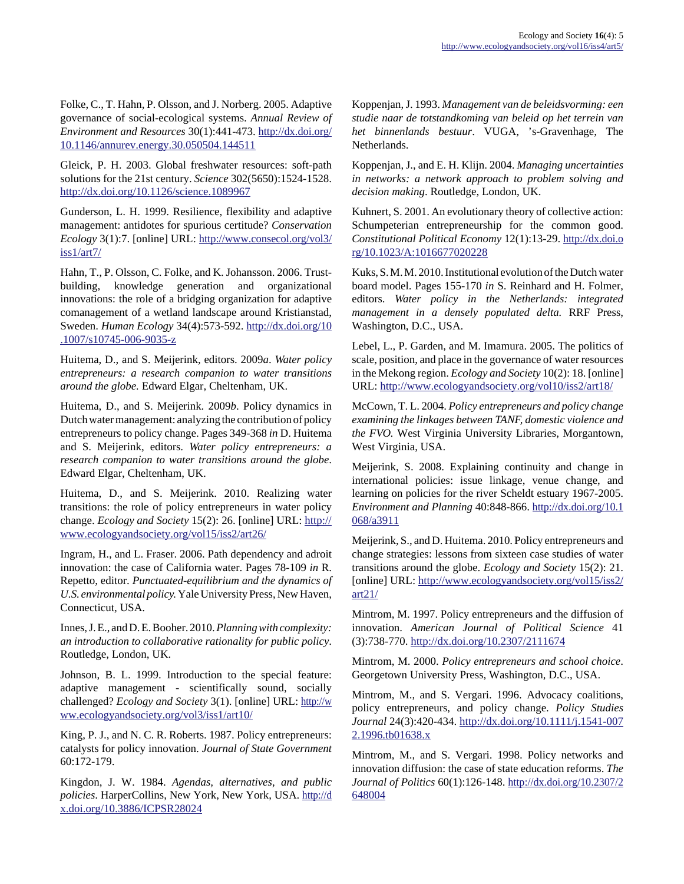Folke, C., T. Hahn, P. Olsson, and J. Norberg. 2005. Adaptive governance of social-ecological systems. *Annual Review of Environment and Resources* 30(1):441-473. http://dx.doi.org/10.1146/annurev.energy.30.050504.144511

Gleick, P. H. 2003. Global freshwater resources: soft-path solutions for the 21st century. *Science* 302(5650):1524-1528. http://dx.doi.org/10.1126/science.1089967

Gunderson, L. H. 1999. Resilience, flexibility and adaptive management: antidotes for spurious certitude? *Conservation Ecology* 3(1):7. [online] URL: http://www.consecol.org/vol3/iss1/art7/

Hahn, T., P. Olsson, C. Folke, and K. Johansson. 2006. Trust-building, knowledge generation and organizational innovations: the role of a bridging organization for adaptive comanagement of a wetland landscape around Kristianstad, Sweden. *Human Ecology* 34(4):573-592. http://dx.doi.org/10.1007/s10745-006-9035-z

Huitema, D., and S. Meijerink, editors. 2009*a*. *Water policy entrepreneurs: a research companion to water transitions around the globe.* Edward Elgar, Cheltenham, UK.

Huitema, D., and S. Meijerink. 2009*b*. Policy dynamics in Dutch water management: analyzing the contribution of policy entrepreneurs to policy change. Pages 349-368 *in* D. Huitema and S. Meijerink, editors. *Water policy entrepreneurs: a research companion to water transitions around the globe*. Edward Elgar, Cheltenham, UK.

Huitema, D., and S. Meijerink. 2010. Realizing water transitions: the role of policy entrepreneurs in water policy change. *Ecology and Society* 15(2): 26. [online] URL: http://www.ecologyandsociety.org/vol15/iss2/art26/

Ingram, H., and L. Fraser. 2006. Path dependency and adroit innovation: the case of California water. Pages 78-109 *in* R. Repetto, editor. *Punctuated-equilibrium and the dynamics of U.S. environmental policy.* Yale University Press, New Haven, Connecticut, USA.

Innes, J. E., and D. E. Booher. 2010. *Planning with complexity: an introduction to collaborative rationality for public policy*. Routledge, London, UK.

Johnson, B. L. 1999. Introduction to the special feature: adaptive management - scientifically sound, socially challenged? *Ecology and Society* 3(1). [online] URL: http://www.ecologyandsociety.org/vol3/iss1/art10/

King, P. J., and N. C. R. Roberts. 1987. Policy entrepreneurs: catalysts for policy innovation. *Journal of State Government* 60:172-179.

Kingdon, J. W. 1984. *Agendas, alternatives, and public policies*. HarperCollins, New York, New York, USA. http://dx.doi.org/10.3886/ICPSR28024

Koppenjan, J. 1993. *Management van de beleidsvorming: een studie naar de totstandkoming van beleid op het terrein van het binnenlands bestuur*. VUGA, 's-Gravenhage, The Netherlands.

Koppenjan, J., and E. H. Klijn. 2004. *Managing uncertainties in networks: a network approach to problem solving and decision making*. Routledge, London, UK.

Kuhnert, S. 2001. An evolutionary theory of collective action: Schumpeterian entrepreneurship for the common good. *Constitutional Political Economy* 12(1):13-29. http://dx.doi.org/10.1023/A:1016677020228

Kuks, S. M. M. 2010. Institutional evolution of the Dutch water board model. Pages 155-170 *in* S. Reinhard and H. Folmer, editors. *Water policy in the Netherlands: integrated management in a densely populated delta.* RRF Press, Washington, D.C., USA.

Lebel, L., P. Garden, and M. Imamura. 2005. The politics of scale, position, and place in the governance of water resources in the Mekong region. *Ecology and Society* 10(2): 18. [online] URL: http://www.ecologyandsociety.org/vol10/iss2/art18/

McCown, T. L. 2004. *Policy entrepreneurs and policy change examining the linkages between TANF, domestic violence and the FVO.* West Virginia University Libraries, Morgantown, West Virginia, USA.

Meijerink, S. 2008. Explaining continuity and change in international policies: issue linkage, venue change, and learning on policies for the river Scheldt estuary 1967-2005. *Environment and Planning* 40:848-866. http://dx.doi.org/10.1068/a3911

Meijerink, S., and D. Huitema. 2010. Policy entrepreneurs and change strategies: lessons from sixteen case studies of water transitions around the globe. *Ecology and Society* 15(2): 21. [online] URL: http://www.ecologyandsociety.org/vol15/iss2/art21/

Mintrom, M. 1997. Policy entrepreneurs and the diffusion of innovation. *American Journal of Political Science* 41 (3):738-770. http://dx.doi.org/10.2307/2111674

Mintrom, M. 2000. *Policy entrepreneurs and school choice*. Georgetown University Press, Washington, D.C., USA.

Mintrom, M., and S. Vergari. 1996. Advocacy coalitions, policy entrepreneurs, and policy change. *Policy Studies Journal* 24(3):420-434. http://dx.doi.org/10.1111/j.1541-0072.1996.tb01638.x

Mintrom, M., and S. Vergari. 1998. Policy networks and innovation diffusion: the case of state education reforms. *The Journal of Politics* 60(1):126-148. http://dx.doi.org/10.2307/2648004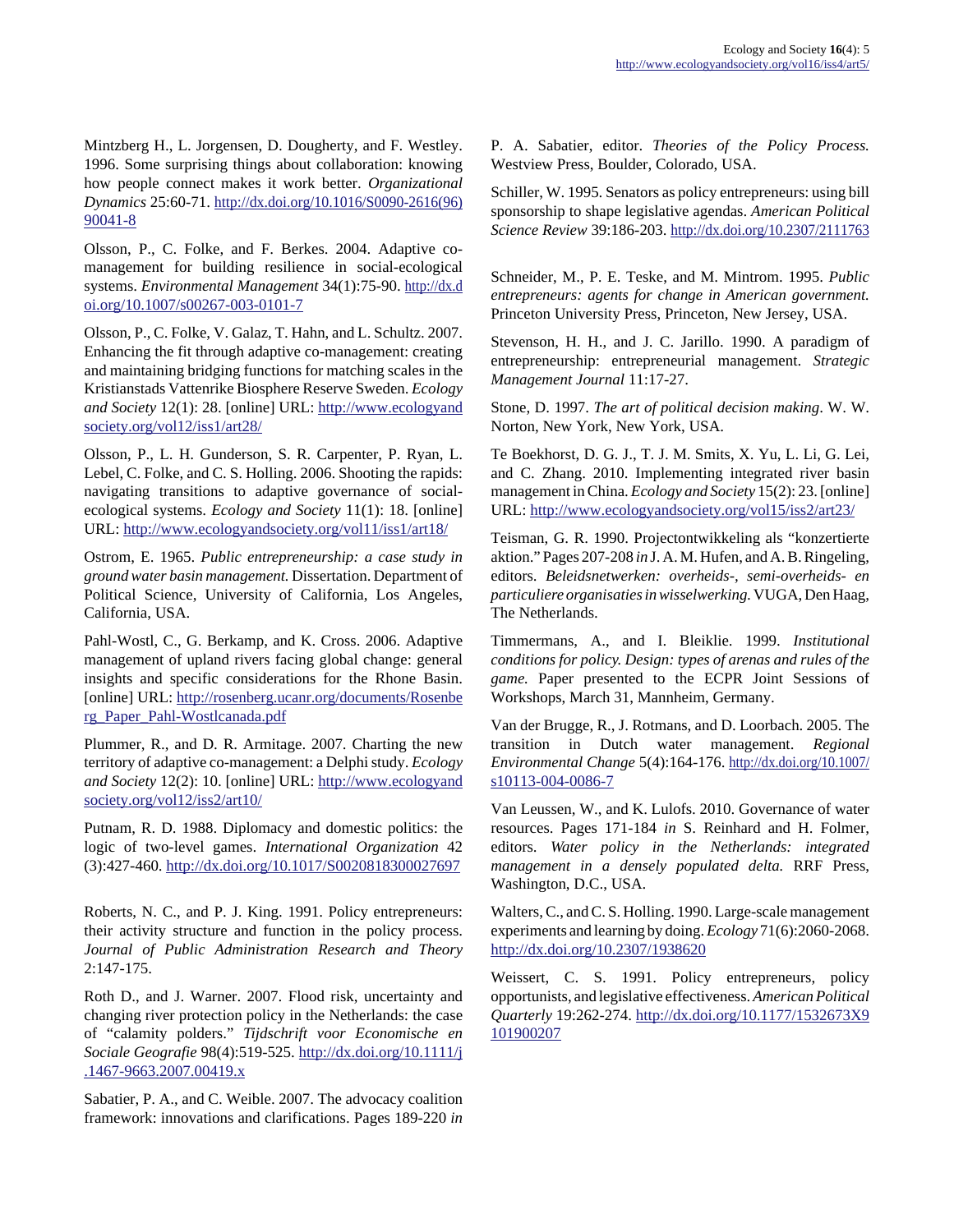Mintzberg H., L. Jorgensen, D. Dougherty, and F. Westley. 1996. Some surprising things about collaboration: knowing how people connect makes it work better. *Organizational Dynamics* 25:60-71. http://dx.doi.org/10.1016/S0090-2616(96)90041-8

Olsson, P., C. Folke, and F. Berkes. 2004. Adaptive co-management for building resilience in social-ecological systems. *Environmental Management* 34(1):75-90. http://dx.doi.org/10.1007/s00267-003-0101-7

Olsson, P., C. Folke, V. Galaz, T. Hahn, and L. Schultz. 2007. Enhancing the fit through adaptive co-management: creating and maintaining bridging functions for matching scales in the Kristianstads Vattenrike Biosphere Reserve Sweden. *Ecology and Society* 12(1): 28. [online] URL: http://www.ecologyandsociety.org/vol12/iss1/art28/

Olsson, P., L. H. Gunderson, S. R. Carpenter, P. Ryan, L. Lebel, C. Folke, and C. S. Holling. 2006. Shooting the rapids: navigating transitions to adaptive governance of social-ecological systems. *Ecology and Society* 11(1): 18. [online] URL: http://www.ecologyandsociety.org/vol11/iss1/art18/

Ostrom, E. 1965. *Public entrepreneurship: a case study in ground water basin management.* Dissertation. Department of Political Science, University of California, Los Angeles, California, USA.

Pahl-Wostl, C., G. Berkamp, and K. Cross. 2006. Adaptive management of upland rivers facing global change: general insights and specific considerations for the Rhone Basin. [online] URL: http://rosenberg.ucanr.org/documents/Rosenberg_Paper_Pahl-Wostlcanada.pdf

Plummer, R., and D. R. Armitage. 2007. Charting the new territory of adaptive co-management: a Delphi study. *Ecology and Society* 12(2): 10. [online] URL: http://www.ecologyandsociety.org/vol12/iss2/art10/

Putnam, R. D. 1988. Diplomacy and domestic politics: the logic of two-level games. *International Organization* 42 (3):427-460. http://dx.doi.org/10.1017/S0020818300027697

Roberts, N. C., and P. J. King. 1991. Policy entrepreneurs: their activity structure and function in the policy process. *Journal of Public Administration Research and Theory* 2:147-175.

Roth D., and J. Warner. 2007. Flood risk, uncertainty and changing river protection policy in the Netherlands: the case of "calamity polders." *Tijdschrift voor Economische en Sociale Geografie* 98(4):519-525. http://dx.doi.org/10.1111/j.1467-9663.2007.00419.x

Sabatier, P. A., and C. Weible. 2007. The advocacy coalition framework: innovations and clarifications. Pages 189-220 *in* P. A. Sabatier, editor. *Theories of the Policy Process.* Westview Press, Boulder, Colorado, USA.

Schiller, W. 1995. Senators as policy entrepreneurs: using bill sponsorship to shape legislative agendas. *American Political Science Review* 39:186-203. http://dx.doi.org/10.2307/2111763

Schneider, M., P. E. Teske, and M. Mintrom. 1995. *Public entrepreneurs: agents for change in American government.* Princeton University Press, Princeton, New Jersey, USA.

Stevenson, H. H., and J. C. Jarillo. 1990. A paradigm of entrepreneurship: entrepreneurial management. *Strategic Management Journal* 11:17-27.

Stone, D. 1997. *The art of political decision making*. W. W. Norton, New York, New York, USA.

Te Boekhorst, D. G. J., T. J. M. Smits, X. Yu, L. Li, G. Lei, and C. Zhang. 2010. Implementing integrated river basin management in China. *Ecology and Society* 15(2): 23. [online] URL: http://www.ecologyandsociety.org/vol15/iss2/art23/

Teisman, G. R. 1990. Projectontwikkeling als "konzertierte aktion." Pages 207-208 *in* J. A. M. Hufen, and A. B. Ringeling, editors. *Beleidsnetwerken: overheids-, semi-overheids- en particuliere organisaties in wisselwerking.* VUGA, Den Haag, The Netherlands.

Timmermans, A., and I. Bleiklie. 1999. *Institutional conditions for policy. Design: types of arenas and rules of the game.* Paper presented to the ECPR Joint Sessions of Workshops, March 31, Mannheim, Germany.

Van der Brugge, R., J. Rotmans, and D. Loorbach. 2005. The transition in Dutch water management. *Regional Environmental Change* 5(4):164-176. http://dx.doi.org/10.1007/s10113-004-0086-7

Van Leussen, W., and K. Lulofs. 2010. Governance of water resources. Pages 171-184 *in* S. Reinhard and H. Folmer, editors. *Water policy in the Netherlands: integrated management in a densely populated delta.* RRF Press, Washington, D.C., USA.

Walters, C., and C. S. Holling. 1990. Large-scale management experiments and learning by doing. *Ecology* 71(6):2060-2068. http://dx.doi.org/10.2307/1938620

Weissert, C. S. 1991. Policy entrepreneurs, policy opportunists, and legislative effectiveness. *American Political Quarterly* 19:262-274. http://dx.doi.org/10.1177/1532673X9101900207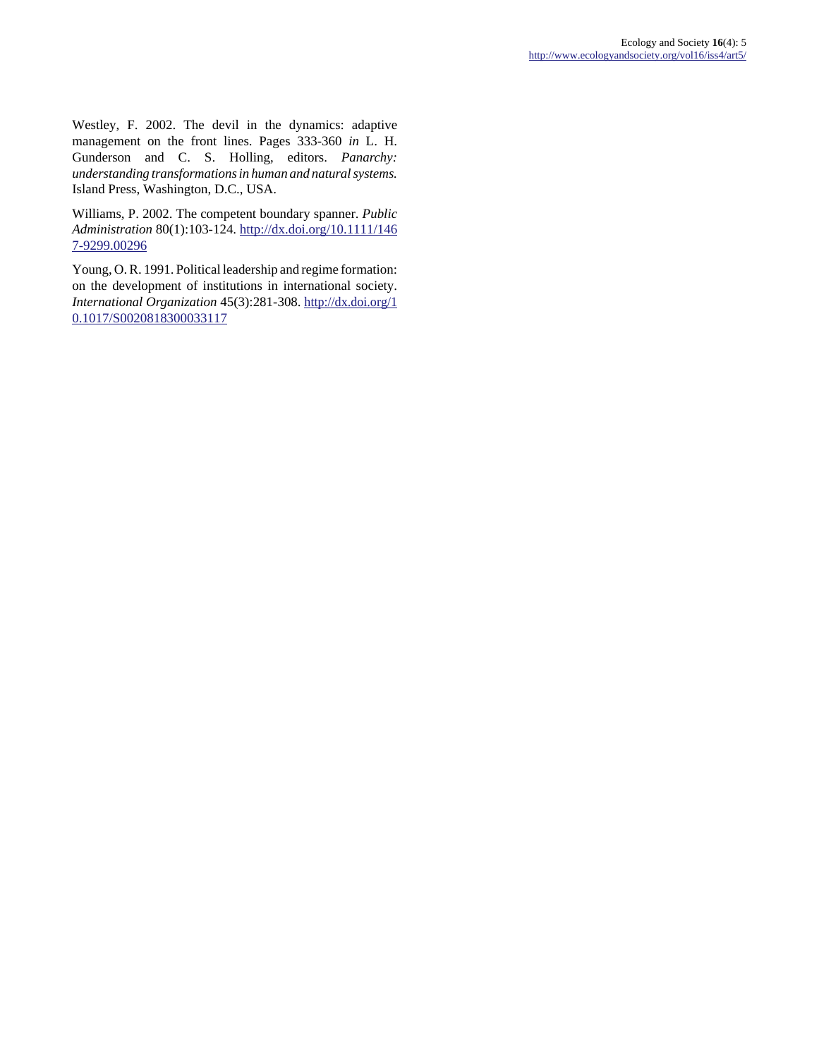Westley, F. 2002. The devil in the dynamics: adaptive management on the front lines. Pages 333-360 *in* L. H. Gunderson and C. S. Holling, editors. *Panarchy: understanding transformations in human and natural systems.* Island Press, Washington, D.C., USA.

Williams, P. 2002. The competent boundary spanner. *Public Administration* 80(1):103-124. http://dx.doi.org/10.1111/1467-9299.00296

Young, O. R. 1991. Political leadership and regime formation: on the development of institutions in international society. *International Organization* 45(3):281-308. http://dx.doi.org/10.1017/S0020818300033117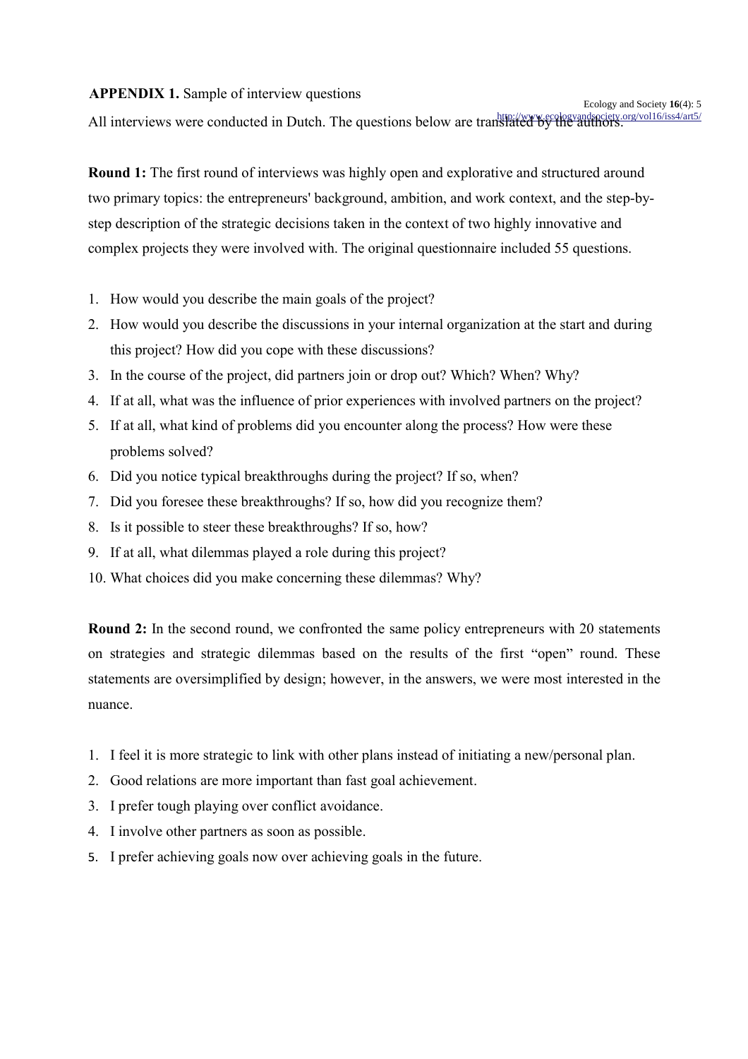**APPENDIX 1.** Sample of interview questions

All interviews were conducted in Dutch. The questions below are translated by the authors.

**Round 1:** The first round of interviews was highly open and explorative and structured around two primary topics: the entrepreneurs' background, ambition, and work context, and the step-by-step description of the strategic decisions taken in the context of two highly innovative and complex projects they were involved with. The original questionnaire included 55 questions.

1. How would you describe the main goals of the project?
2. How would you describe the discussions in your internal organization at the start and during this project? How did you cope with these discussions?
3. In the course of the project, did partners join or drop out? Which? When? Why?
4. If at all, what was the influence of prior experiences with involved partners on the project?
5. If at all, what kind of problems did you encounter along the process? How were these problems solved?
6. Did you notice typical breakthroughs during the project? If so, when?
7. Did you foresee these breakthroughs? If so, how did you recognize them?
8. Is it possible to steer these breakthroughs? If so, how?
9. If at all, what dilemmas played a role during this project?
10. What choices did you make concerning these dilemmas? Why?

**Round 2:** In the second round, we confronted the same policy entrepreneurs with 20 statements on strategies and strategic dilemmas based on the results of the first "open" round. These statements are oversimplified by design; however, in the answers, we were most interested in the nuance.

1. I feel it is more strategic to link with other plans instead of initiating a new/personal plan.
2. Good relations are more important than fast goal achievement.
3. I prefer tough playing over conflict avoidance.
4. I involve other partners as soon as possible.
5. I prefer achieving goals now over achieving goals in the future.